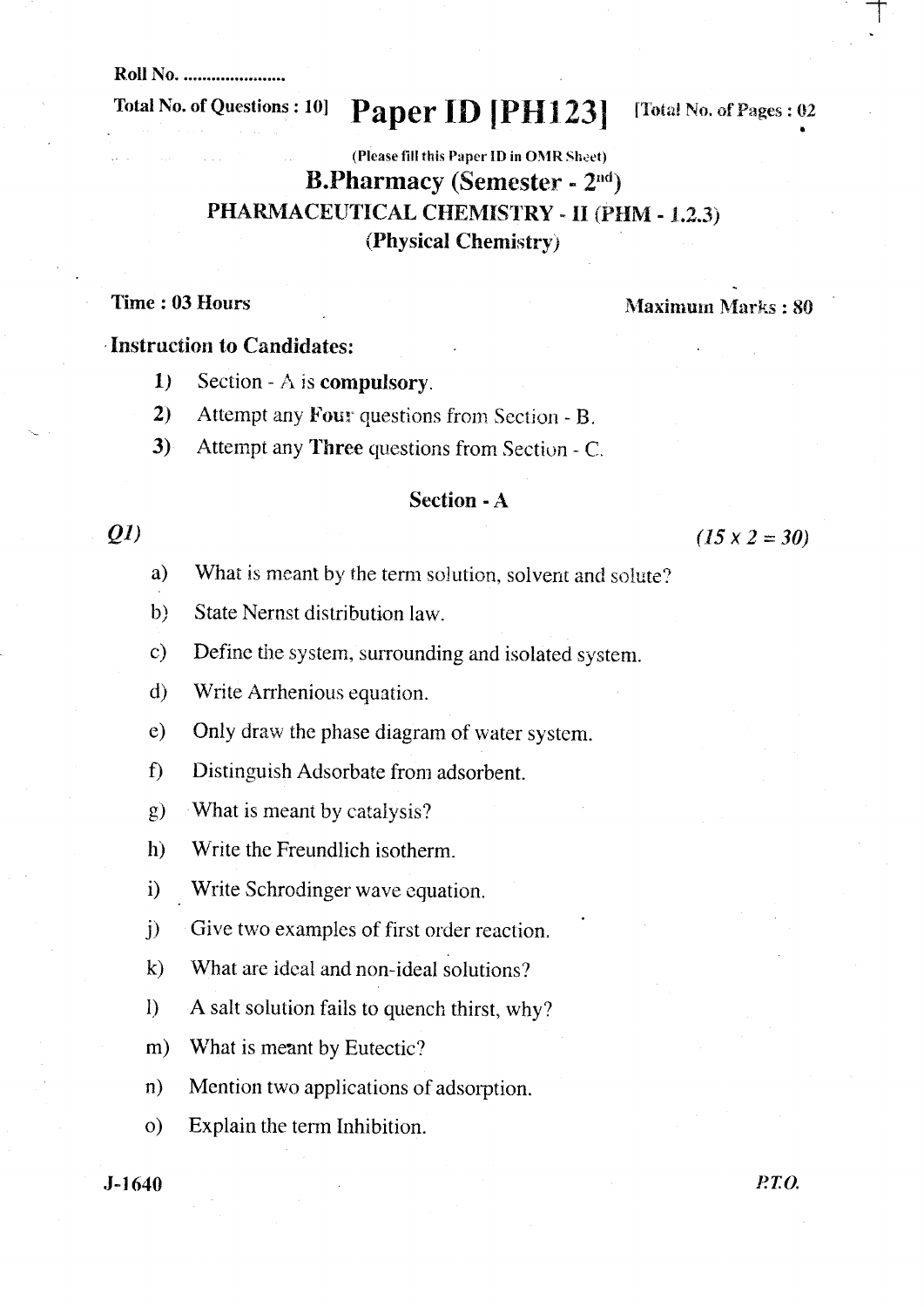Roll No. ....................

Total No. of Questions : 10]

# Paper ID [PH123]

[Total No. of Pages : 02

(Please fill this Paper ID in OMR Sheet)

## B.Pharmacy (Semester - 2nd)

## PHARMACEUTICAL CHEMISTRY - II (PHM - 1.2.3)

## (Physical Chemistry)

**Time : 03 Hours** **Maximum Marks : 80**

**Instruction to Candidates:**

1) Section - A is **compulsory**.
2) Attempt any **Four** questions from Section - B.
3) Attempt any **Three** questions from Section - C.

### Section - A

*Q1)* *(15 x 2 = 30)*

a) What is meant by the term solution, solvent and solute?

b) State Nernst distribution law.

c) Define the system, surrounding and isolated system.

d) Write Arrhenious equation.

e) Only draw the phase diagram of water system.

f) Distinguish Adsorbate from adsorbent.

g) What is meant by catalysis?

h) Write the Freundlich isotherm.

i) Write Schrodinger wave equation.

j) Give two examples of first order reaction.

k) What are ideal and non-ideal solutions?

l) A salt solution fails to quench thirst, why?

m) What is meant by Eutectic?

n) Mention two applications of adsorption.

o) Explain the term Inhibition.

J-1640 *P.T.O.*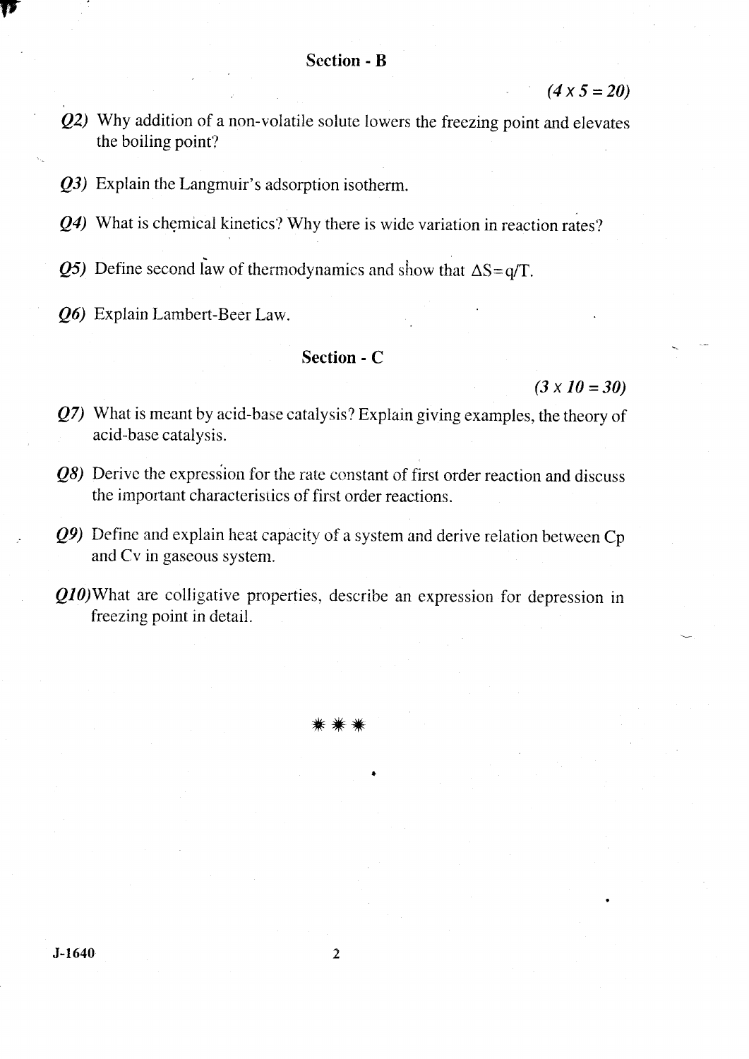## Section - B

*(4 x 5 = 20)*

***Q2)*** Why addition of a non-volatile solute lowers the freezing point and elevates the boiling point?

***Q3)*** Explain the Langmuir's adsorption isotherm.

***Q4)*** What is chemical kinetics? Why there is wide variation in reaction rates?

***Q5)*** Define second law of thermodynamics and show that $\Delta S = q/T$.

***Q6)*** Explain Lambert-Beer Law.

## Section - C

*(3 x 10 = 30)*

***Q7)*** What is meant by acid-base catalysis? Explain giving examples, the theory of acid-base catalysis.

***Q8)*** Derive the expression for the rate constant of first order reaction and discuss the important characteristics of first order reactions.

***Q9)*** Define and explain heat capacity of a system and derive relation between Cp and Cv in gaseous system.

***Q10)*** What are colligative properties, describe an expression for depression in freezing point in detail.

*\*\*\**

J-1640